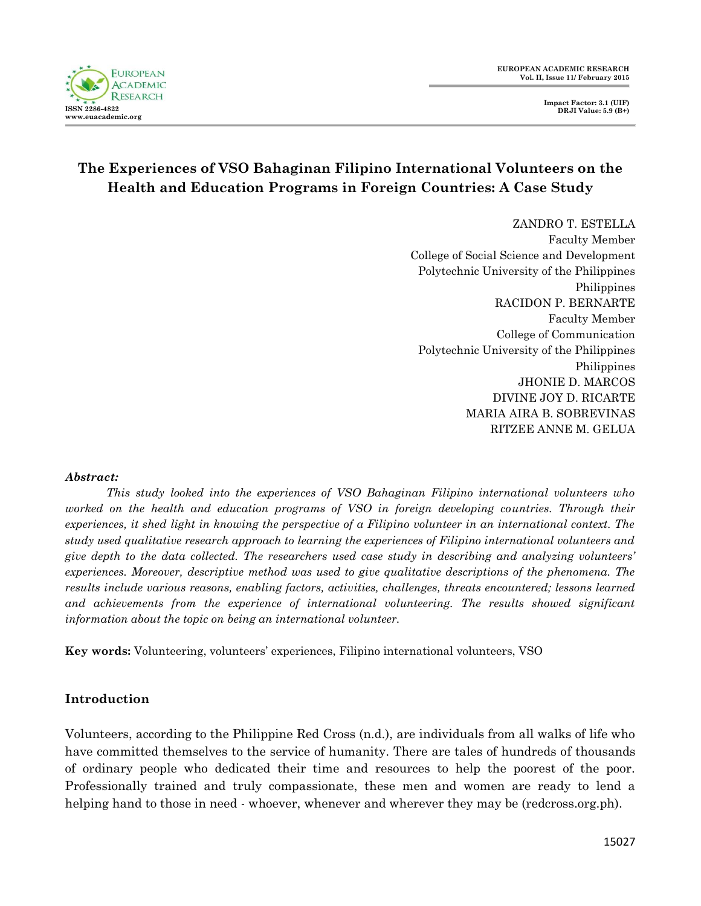# The Experiences of VSO Bahaginan Filipino International Volunteers on the Health and Education Programs in Foreign Countries: A Case Study

ZANDRO T. ESTELLA
Faculty Member
College of Social Science and Development
Polytechnic University of the Philippines
Philippines

RACIDON P. BERNARTE
Faculty Member
College of Communication
Polytechnic University of the Philippines
Philippines

JHONIE D. MARCOS
DIVINE JOY D. RICARTE
MARIA AIRA B. SOBREVINAS
RITZEE ANNE M. GELUA

***Abstract:***

*This study looked into the experiences of VSO Bahaginan Filipino international volunteers who worked on the health and education programs of VSO in foreign developing countries. Through their experiences, it shed light in knowing the perspective of a Filipino volunteer in an international context. The study used qualitative research approach to learning the experiences of Filipino international volunteers and give depth to the data collected. The researchers used case study in describing and analyzing volunteers' experiences. Moreover, descriptive method was used to give qualitative descriptions of the phenomena. The results include various reasons, enabling factors, activities, challenges, threats encountered; lessons learned and achievements from the experience of international volunteering. The results showed significant information about the topic on being an international volunteer.*

**Key words:** Volunteering, volunteers' experiences, Filipino international volunteers, VSO

## Introduction

Volunteers, according to the Philippine Red Cross (n.d.), are individuals from all walks of life who have committed themselves to the service of humanity. There are tales of hundreds of thousands of ordinary people who dedicated their time and resources to help the poorest of the poor. Professionally trained and truly compassionate, these men and women are ready to lend a helping hand to those in need - whoever, whenever and wherever they may be (redcross.org.ph).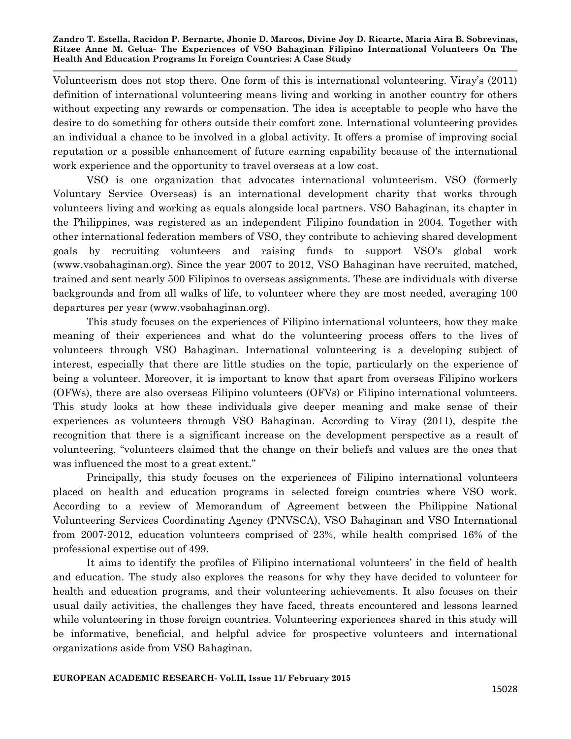Volunteerism does not stop there. One form of this is international volunteering. Viray's (2011) definition of international volunteering means living and working in another country for others without expecting any rewards or compensation. The idea is acceptable to people who have the desire to do something for others outside their comfort zone. International volunteering provides an individual a chance to be involved in a global activity. It offers a promise of improving social reputation or a possible enhancement of future earning capability because of the international work experience and the opportunity to travel overseas at a low cost.

VSO is one organization that advocates international volunteerism. VSO (formerly Voluntary Service Overseas) is an international development charity that works through volunteers living and working as equals alongside local partners. VSO Bahaginan, its chapter in the Philippines, was registered as an independent Filipino foundation in 2004. Together with other international federation members of VSO, they contribute to achieving shared development goals by recruiting volunteers and raising funds to support VSO's global work (www.vsobahaginan.org). Since the year 2007 to 2012, VSO Bahaginan have recruited, matched, trained and sent nearly 500 Filipinos to overseas assignments. These are individuals with diverse backgrounds and from all walks of life, to volunteer where they are most needed, averaging 100 departures per year (www.vsobahaginan.org).

This study focuses on the experiences of Filipino international volunteers, how they make meaning of their experiences and what do the volunteering process offers to the lives of volunteers through VSO Bahaginan. International volunteering is a developing subject of interest, especially that there are little studies on the topic, particularly on the experience of being a volunteer. Moreover, it is important to know that apart from overseas Filipino workers (OFWs), there are also overseas Filipino volunteers (OFVs) or Filipino international volunteers. This study looks at how these individuals give deeper meaning and make sense of their experiences as volunteers through VSO Bahaginan. According to Viray (2011), despite the recognition that there is a significant increase on the development perspective as a result of volunteering, "volunteers claimed that the change on their beliefs and values are the ones that was influenced the most to a great extent."

Principally, this study focuses on the experiences of Filipino international volunteers placed on health and education programs in selected foreign countries where VSO work. According to a review of Memorandum of Agreement between the Philippine National Volunteering Services Coordinating Agency (PNVSCA), VSO Bahaginan and VSO International from 2007-2012, education volunteers comprised of 23%, while health comprised 16% of the professional expertise out of 499.

It aims to identify the profiles of Filipino international volunteers' in the field of health and education. The study also explores the reasons for why they have decided to volunteer for health and education programs, and their volunteering achievements. It also focuses on their usual daily activities, the challenges they have faced, threats encountered and lessons learned while volunteering in those foreign countries. Volunteering experiences shared in this study will be informative, beneficial, and helpful advice for prospective volunteers and international organizations aside from VSO Bahaginan.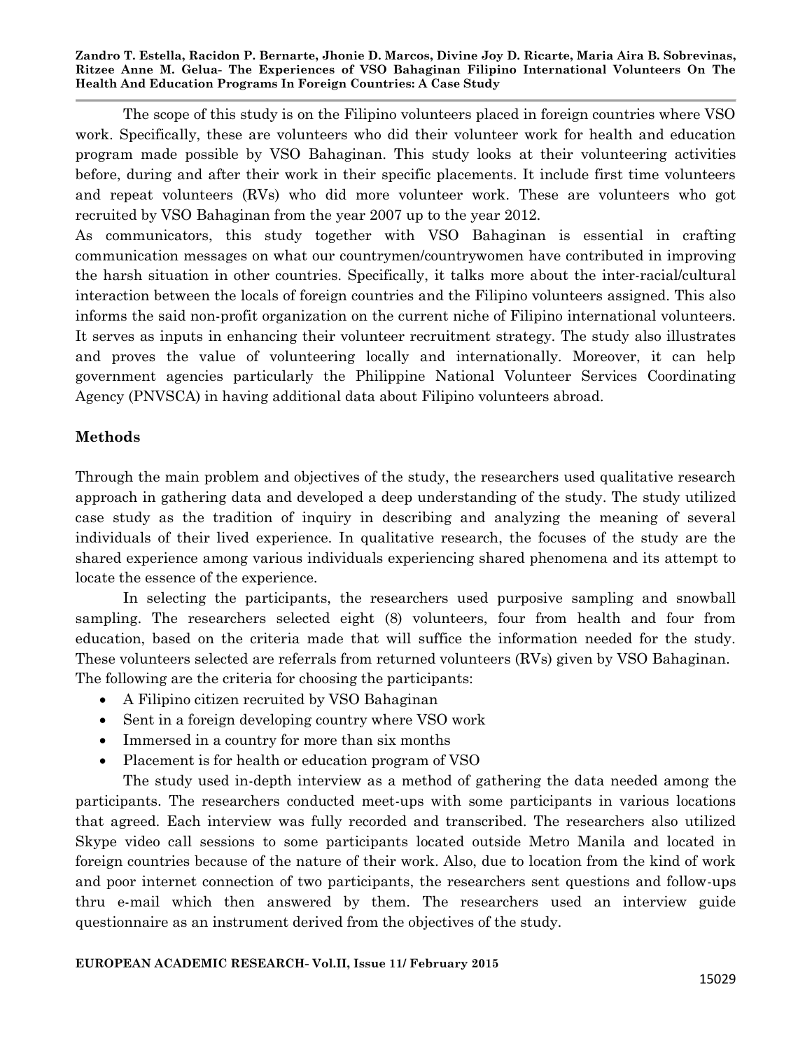The scope of this study is on the Filipino volunteers placed in foreign countries where VSO work. Specifically, these are volunteers who did their volunteer work for health and education program made possible by VSO Bahaginan. This study looks at their volunteering activities before, during and after their work in their specific placements. It include first time volunteers and repeat volunteers (RVs) who did more volunteer work. These are volunteers who got recruited by VSO Bahaginan from the year 2007 up to the year 2012.

As communicators, this study together with VSO Bahaginan is essential in crafting communication messages on what our countrymen/countrywomen have contributed in improving the harsh situation in other countries. Specifically, it talks more about the inter-racial/cultural interaction between the locals of foreign countries and the Filipino volunteers assigned. This also informs the said non-profit organization on the current niche of Filipino international volunteers. It serves as inputs in enhancing their volunteer recruitment strategy. The study also illustrates and proves the value of volunteering locally and internationally. Moreover, it can help government agencies particularly the Philippine National Volunteer Services Coordinating Agency (PNVSCA) in having additional data about Filipino volunteers abroad.

## Methods

Through the main problem and objectives of the study, the researchers used qualitative research approach in gathering data and developed a deep understanding of the study. The study utilized case study as the tradition of inquiry in describing and analyzing the meaning of several individuals of their lived experience. In qualitative research, the focuses of the study are the shared experience among various individuals experiencing shared phenomena and its attempt to locate the essence of the experience.

In selecting the participants, the researchers used purposive sampling and snowball sampling. The researchers selected eight (8) volunteers, four from health and four from education, based on the criteria made that will suffice the information needed for the study. These volunteers selected are referrals from returned volunteers (RVs) given by VSO Bahaginan. The following are the criteria for choosing the participants:

- A Filipino citizen recruited by VSO Bahaginan
- Sent in a foreign developing country where VSO work
- Immersed in a country for more than six months
- Placement is for health or education program of VSO

The study used in-depth interview as a method of gathering the data needed among the participants. The researchers conducted meet-ups with some participants in various locations that agreed. Each interview was fully recorded and transcribed. The researchers also utilized Skype video call sessions to some participants located outside Metro Manila and located in foreign countries because of the nature of their work. Also, due to location from the kind of work and poor internet connection of two participants, the researchers sent questions and follow-ups thru e-mail which then answered by them. The researchers used an interview guide questionnaire as an instrument derived from the objectives of the study.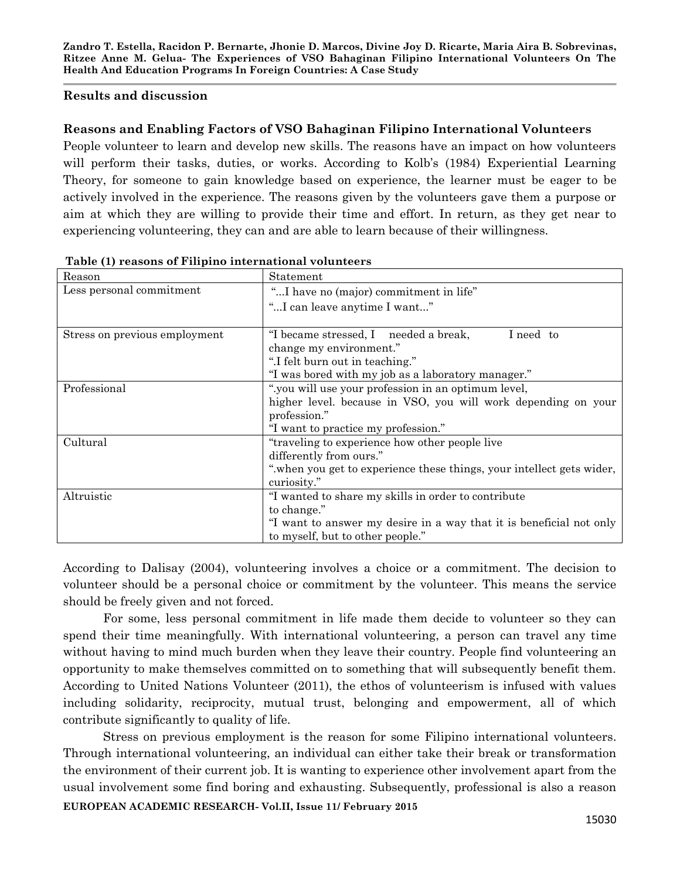## Results and discussion

### Reasons and Enabling Factors of VSO Bahaginan Filipino International Volunteers

People volunteer to learn and develop new skills. The reasons have an impact on how volunteers will perform their tasks, duties, or works. According to Kolb's (1984) Experiential Learning Theory, for someone to gain knowledge based on experience, the learner must be eager to be actively involved in the experience. The reasons given by the volunteers gave them a purpose or aim at which they are willing to provide their time and effort. In return, as they get near to experiencing volunteering, they can and are able to learn because of their willingness.

**Table (1) reasons of Filipino international volunteers**

| Reason | Statement |
|---|---|
| Less personal commitment | "...I have no (major) commitment in life"<br>"...I can leave anytime I want..." |
| Stress on previous employment | "I became stressed, I needed a break, I need to change my environment."<br>".I felt burn out in teaching."<br>"I was bored with my job as a laboratory manager." |
| Professional | ".you will use your profession in an optimum level, higher level. because in VSO, you will work depending on your profession."<br>"I want to practice my profession." |
| Cultural | "traveling to experience how other people live differently from ours."<br>".when you get to experience these things, your intellect gets wider, curiosity." |
| Altruistic | "I wanted to share my skills in order to contribute to change."<br>"I want to answer my desire in a way that it is beneficial not only to myself, but to other people." |

According to Dalisay (2004), volunteering involves a choice or a commitment. The decision to volunteer should be a personal choice or commitment by the volunteer. This means the service should be freely given and not forced.

For some, less personal commitment in life made them decide to volunteer so they can spend their time meaningfully. With international volunteering, a person can travel any time without having to mind much burden when they leave their country. People find volunteering an opportunity to make themselves committed on to something that will subsequently benefit them. According to United Nations Volunteer (2011), the ethos of volunteerism is infused with values including solidarity, reciprocity, mutual trust, belonging and empowerment, all of which contribute significantly to quality of life.

Stress on previous employment is the reason for some Filipino international volunteers. Through international volunteering, an individual can either take their break or transformation the environment of their current job. It is wanting to experience other involvement apart from the usual involvement some find boring and exhausting. Subsequently, professional is also a reason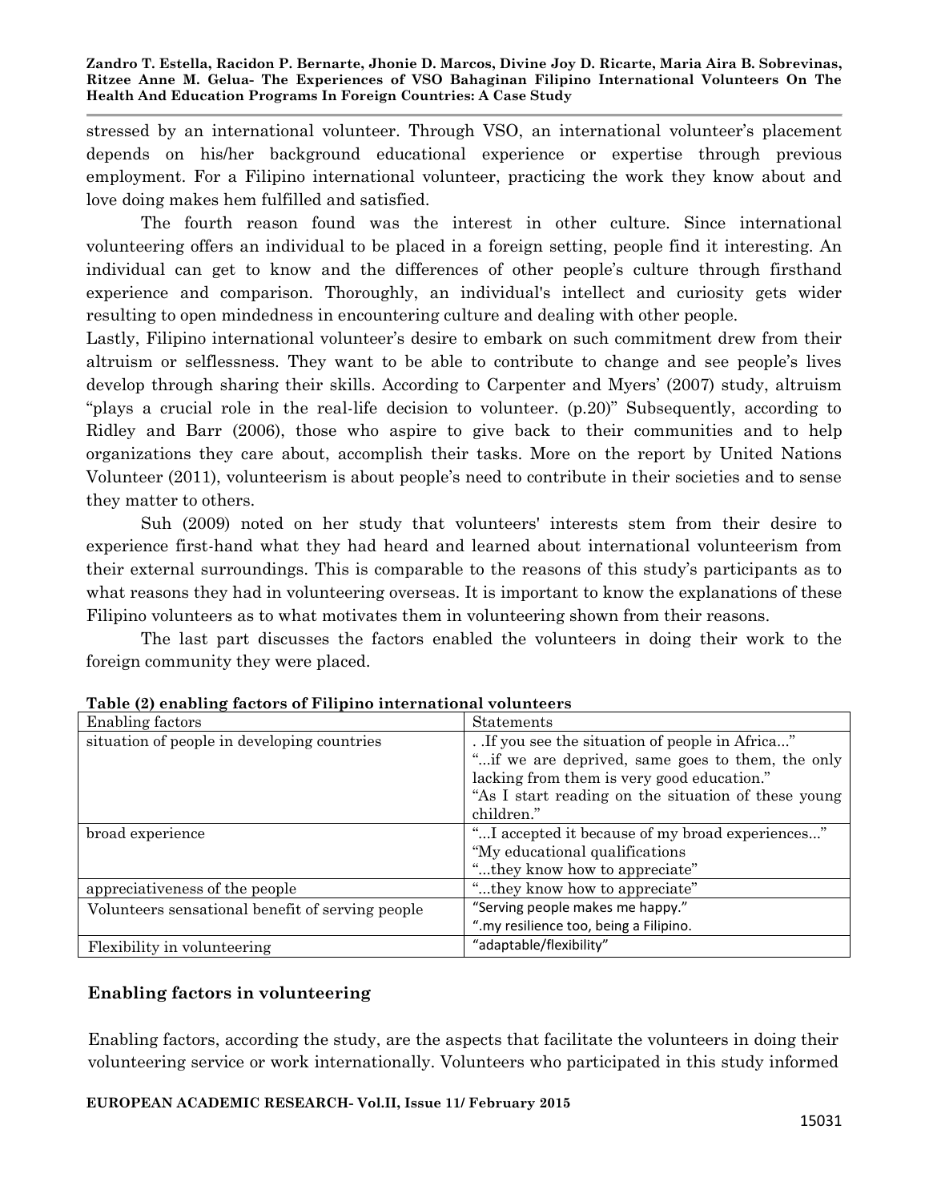stressed by an international volunteer. Through VSO, an international volunteer's placement depends on his/her background educational experience or expertise through previous employment. For a Filipino international volunteer, practicing the work they know about and love doing makes hem fulfilled and satisfied.

The fourth reason found was the interest in other culture. Since international volunteering offers an individual to be placed in a foreign setting, people find it interesting. An individual can get to know and the differences of other people's culture through firsthand experience and comparison. Thoroughly, an individual's intellect and curiosity gets wider resulting to open mindedness in encountering culture and dealing with other people.

Lastly, Filipino international volunteer's desire to embark on such commitment drew from their altruism or selflessness. They want to be able to contribute to change and see people's lives develop through sharing their skills. According to Carpenter and Myers' (2007) study, altruism "plays a crucial role in the real-life decision to volunteer. (p.20)" Subsequently, according to Ridley and Barr (2006), those who aspire to give back to their communities and to help organizations they care about, accomplish their tasks. More on the report by United Nations Volunteer (2011), volunteerism is about people's need to contribute in their societies and to sense they matter to others.

Suh (2009) noted on her study that volunteers' interests stem from their desire to experience first-hand what they had heard and learned about international volunteerism from their external surroundings. This is comparable to the reasons of this study's participants as to what reasons they had in volunteering overseas. It is important to know the explanations of these Filipino volunteers as to what motivates them in volunteering shown from their reasons.

The last part discusses the factors enabled the volunteers in doing their work to the foreign community they were placed.

**Table (2) enabling factors of Filipino international volunteers**

| Enabling factors | Statements |
|---|---|
| situation of people in developing countries | . .If you see the situation of people in Africa..." "...if we are deprived, same goes to them, the only lacking from them is very good education." "As I start reading on the situation of these young children." |
| broad experience | "...I accepted it because of my broad experiences..." "My educational qualifications "...they know how to appreciate" |
| appreciativeness of the people | "...they know how to appreciate" |
| Volunteers sensational benefit of serving people | "Serving people makes me happy." ".my resilience too, being a Filipino. |
| Flexibility in volunteering | "adaptable/flexibility" |

## Enabling factors in volunteering

Enabling factors, according the study, are the aspects that facilitate the volunteers in doing their volunteering service or work internationally. Volunteers who participated in this study informed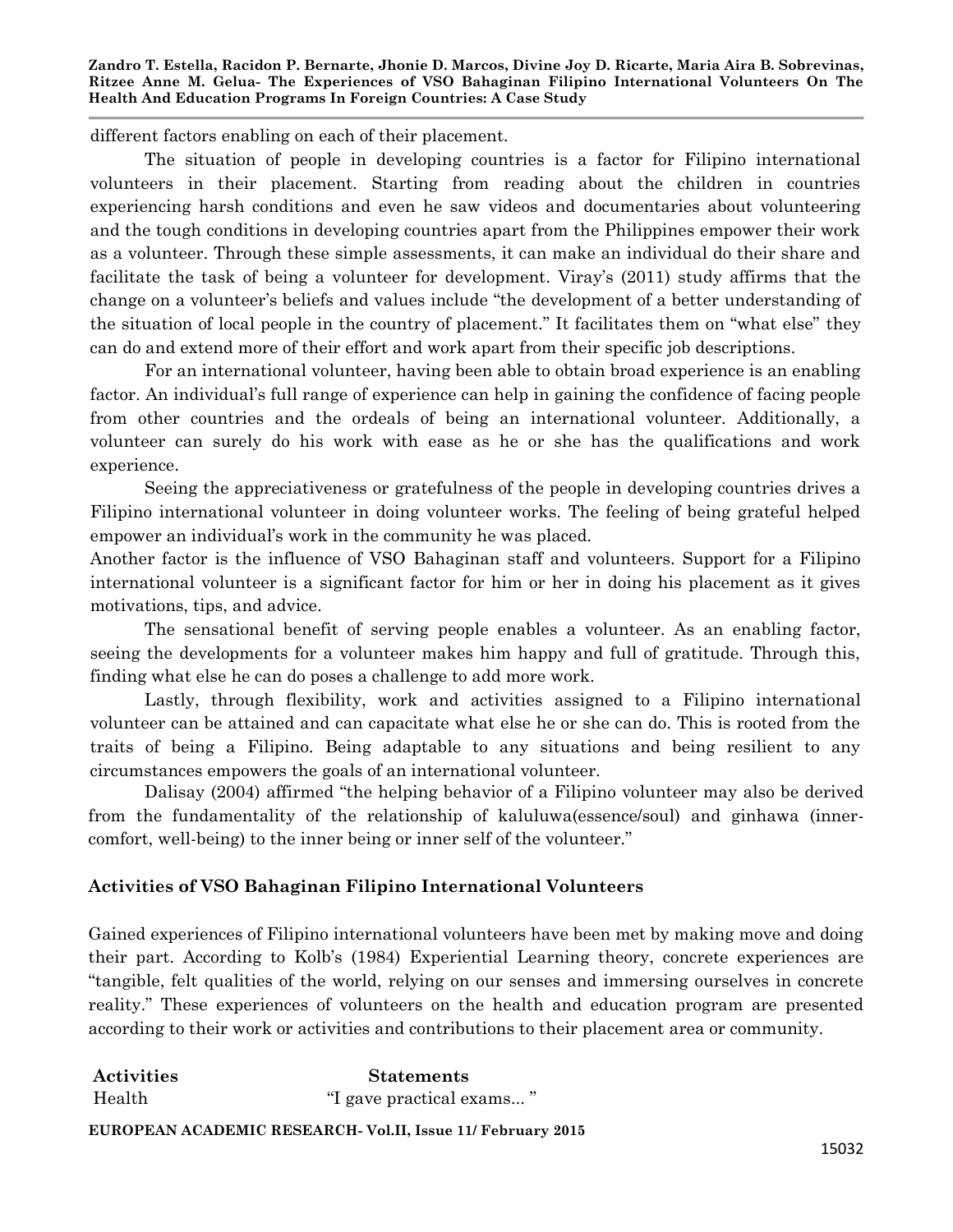different factors enabling on each of their placement.

The situation of people in developing countries is a factor for Filipino international volunteers in their placement. Starting from reading about the children in countries experiencing harsh conditions and even he saw videos and documentaries about volunteering and the tough conditions in developing countries apart from the Philippines empower their work as a volunteer. Through these simple assessments, it can make an individual do their share and facilitate the task of being a volunteer for development. Viray's (2011) study affirms that the change on a volunteer's beliefs and values include "the development of a better understanding of the situation of local people in the country of placement." It facilitates them on "what else" they can do and extend more of their effort and work apart from their specific job descriptions.

For an international volunteer, having been able to obtain broad experience is an enabling factor. An individual's full range of experience can help in gaining the confidence of facing people from other countries and the ordeals of being an international volunteer. Additionally, a volunteer can surely do his work with ease as he or she has the qualifications and work experience.

Seeing the appreciativeness or gratefulness of the people in developing countries drives a Filipino international volunteer in doing volunteer works. The feeling of being grateful helped empower an individual's work in the community he was placed.

Another factor is the influence of VSO Bahaginan staff and volunteers. Support for a Filipino international volunteer is a significant factor for him or her in doing his placement as it gives motivations, tips, and advice.

The sensational benefit of serving people enables a volunteer. As an enabling factor, seeing the developments for a volunteer makes him happy and full of gratitude. Through this, finding what else he can do poses a challenge to add more work.

Lastly, through flexibility, work and activities assigned to a Filipino international volunteer can be attained and can capacitate what else he or she can do. This is rooted from the traits of being a Filipino. Being adaptable to any situations and being resilient to any circumstances empowers the goals of an international volunteer.

Dalisay (2004) affirmed "the helping behavior of a Filipino volunteer may also be derived from the fundamentality of the relationship of kaluluwa(essence/soul) and ginhawa (inner-comfort, well-being) to the inner being or inner self of the volunteer."

### Activities of VSO Bahaginan Filipino International Volunteers

Gained experiences of Filipino international volunteers have been met by making move and doing their part. According to Kolb's (1984) Experiential Learning theory, concrete experiences are "tangible, felt qualities of the world, relying on our senses and immersing ourselves in concrete reality." These experiences of volunteers on the health and education program are presented according to their work or activities and contributions to their placement area or community.

| Activities | Statements |
|---|---|
| Health | "I gave practical exams... " |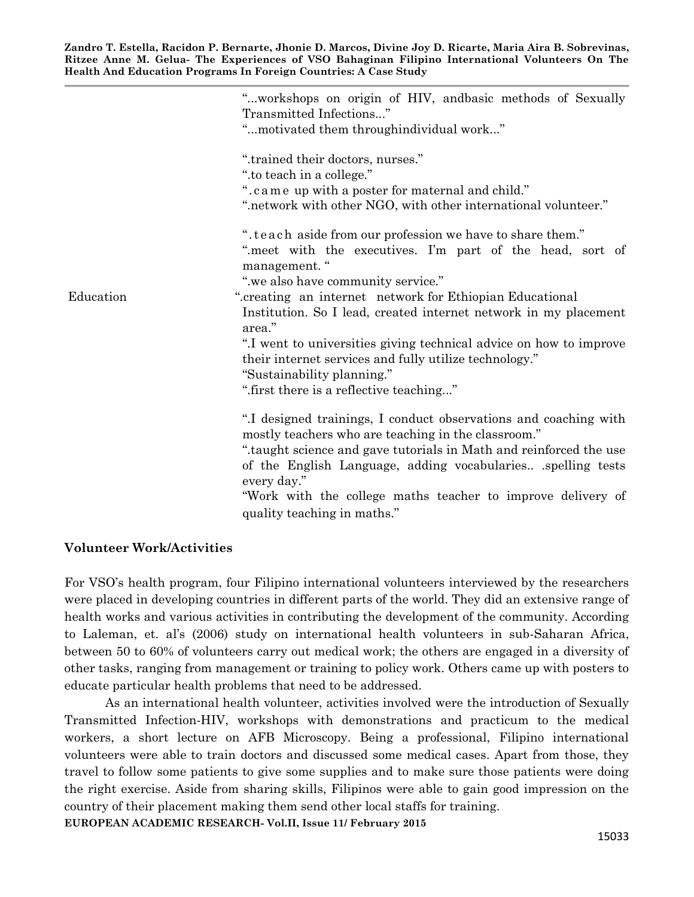| | |
|---|---|
| | "...workshops on origin of HIV, andbasic methods of Sexually Transmitted Infections..." |
| | "...motivated them throughindividual work..." |
| | ".trained their doctors, nurses." |
| | ".to teach in a college." |
| | ".came up with a poster for maternal and child." |
| | ".network with other NGO, with other international volunteer." |
| | ".teach aside from our profession we have to share them." |
| | ".meet with the executives. I'm part of the head, sort of management. " |
| | ".we also have community service." |
| Education | ".creating an internet network for Ethiopian Educational Institution. So I lead, created internet network in my placement area." |
| | ".I went to universities giving technical advice on how to improve their internet services and fully utilize technology." |
| | "Sustainability planning." |
| | ".first there is a reflective teaching..." |
| | ".I designed trainings, I conduct observations and coaching with mostly teachers who are teaching in the classroom." |
| | ".taught science and gave tutorials in Math and reinforced the use of the English Language, adding vocabularies.. .spelling tests every day." |
| | "Work with the college maths teacher to improve delivery of quality teaching in maths." |

### Volunteer Work/Activities

For VSO's health program, four Filipino international volunteers interviewed by the researchers were placed in developing countries in different parts of the world. They did an extensive range of health works and various activities in contributing the development of the community. According to Laleman, et. al's (2006) study on international health volunteers in sub-Saharan Africa, between 50 to 60% of volunteers carry out medical work; the others are engaged in a diversity of other tasks, ranging from management or training to policy work. Others came up with posters to educate particular health problems that need to be addressed.

As an international health volunteer, activities involved were the introduction of Sexually Transmitted Infection-HIV, workshops with demonstrations and practicum to the medical workers, a short lecture on AFB Microscopy. Being a professional, Filipino international volunteers were able to train doctors and discussed some medical cases. Apart from those, they travel to follow some patients to give some supplies and to make sure those patients were doing the right exercise. Aside from sharing skills, Filipinos were able to gain good impression on the country of their placement making them send other local staffs for training.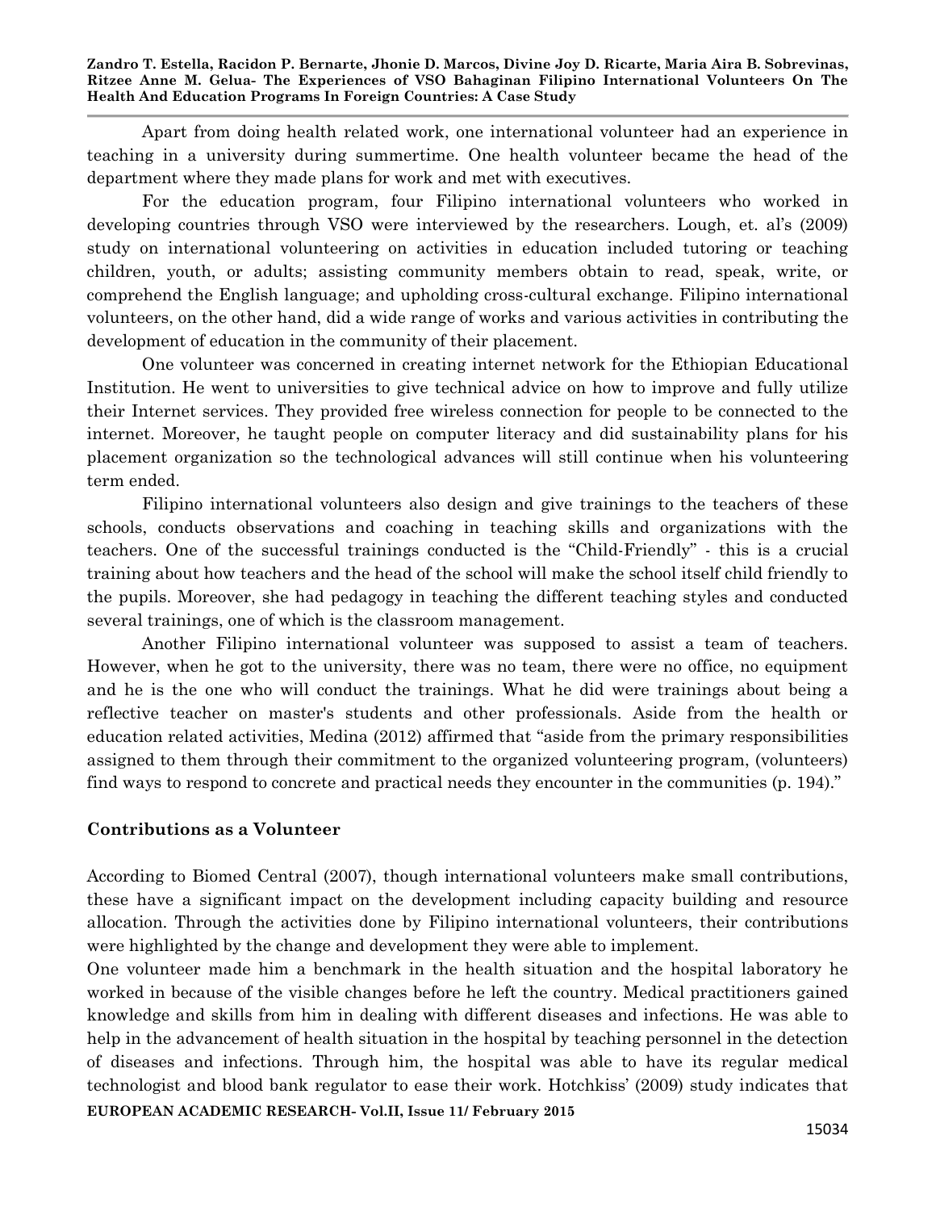Apart from doing health related work, one international volunteer had an experience in teaching in a university during summertime. One health volunteer became the head of the department where they made plans for work and met with executives.

For the education program, four Filipino international volunteers who worked in developing countries through VSO were interviewed by the researchers. Lough, et. al's (2009) study on international volunteering on activities in education included tutoring or teaching children, youth, or adults; assisting community members obtain to read, speak, write, or comprehend the English language; and upholding cross-cultural exchange. Filipino international volunteers, on the other hand, did a wide range of works and various activities in contributing the development of education in the community of their placement.

One volunteer was concerned in creating internet network for the Ethiopian Educational Institution. He went to universities to give technical advice on how to improve and fully utilize their Internet services. They provided free wireless connection for people to be connected to the internet. Moreover, he taught people on computer literacy and did sustainability plans for his placement organization so the technological advances will still continue when his volunteering term ended.

Filipino international volunteers also design and give trainings to the teachers of these schools, conducts observations and coaching in teaching skills and organizations with the teachers. One of the successful trainings conducted is the "Child-Friendly" - this is a crucial training about how teachers and the head of the school will make the school itself child friendly to the pupils. Moreover, she had pedagogy in teaching the different teaching styles and conducted several trainings, one of which is the classroom management.

Another Filipino international volunteer was supposed to assist a team of teachers. However, when he got to the university, there was no team, there were no office, no equipment and he is the one who will conduct the trainings. What he did were trainings about being a reflective teacher on master's students and other professionals. Aside from the health or education related activities, Medina (2012) affirmed that "aside from the primary responsibilities assigned to them through their commitment to the organized volunteering program, (volunteers) find ways to respond to concrete and practical needs they encounter in the communities (p. 194)."

## Contributions as a Volunteer

According to Biomed Central (2007), though international volunteers make small contributions, these have a significant impact on the development including capacity building and resource allocation. Through the activities done by Filipino international volunteers, their contributions were highlighted by the change and development they were able to implement.

One volunteer made him a benchmark in the health situation and the hospital laboratory he worked in because of the visible changes before he left the country. Medical practitioners gained knowledge and skills from him in dealing with different diseases and infections. He was able to help in the advancement of health situation in the hospital by teaching personnel in the detection of diseases and infections. Through him, the hospital was able to have its regular medical technologist and blood bank regulator to ease their work. Hotchkiss' (2009) study indicates that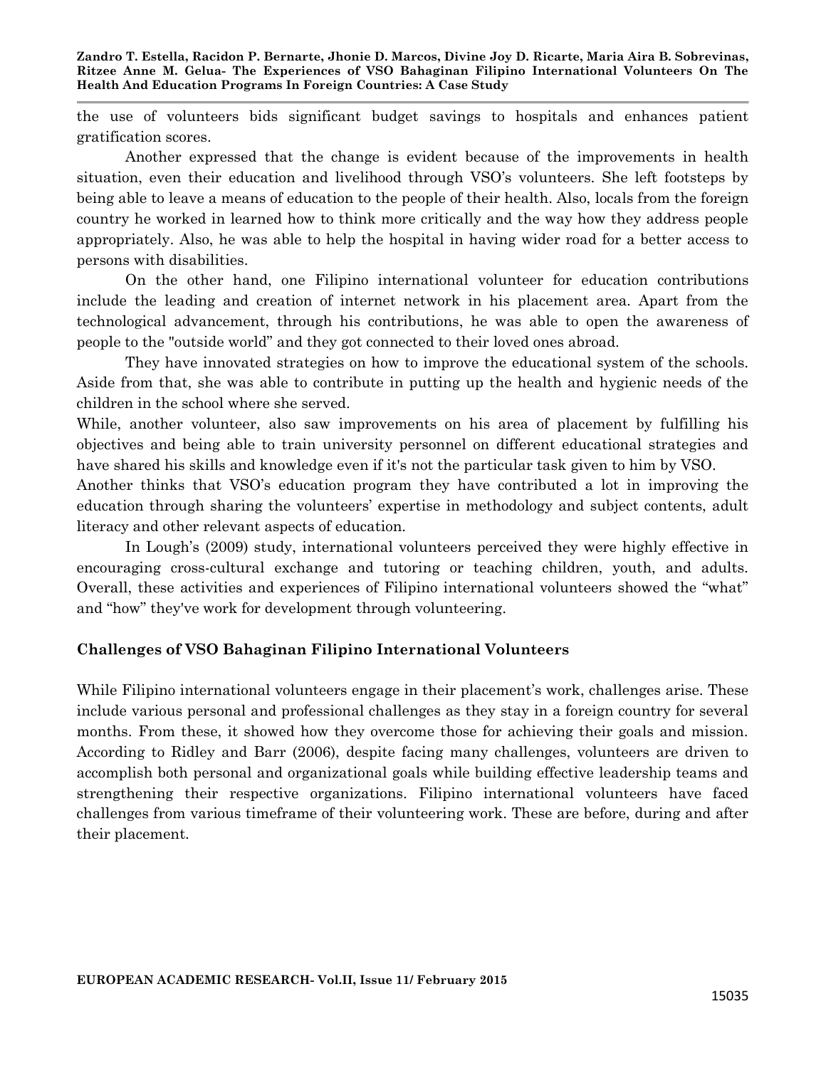the use of volunteers bids significant budget savings to hospitals and enhances patient gratification scores.

Another expressed that the change is evident because of the improvements in health situation, even their education and livelihood through VSO's volunteers. She left footsteps by being able to leave a means of education to the people of their health. Also, locals from the foreign country he worked in learned how to think more critically and the way how they address people appropriately. Also, he was able to help the hospital in having wider road for a better access to persons with disabilities.

On the other hand, one Filipino international volunteer for education contributions include the leading and creation of internet network in his placement area. Apart from the technological advancement, through his contributions, he was able to open the awareness of people to the "outside world" and they got connected to their loved ones abroad.

They have innovated strategies on how to improve the educational system of the schools. Aside from that, she was able to contribute in putting up the health and hygienic needs of the children in the school where she served.

While, another volunteer, also saw improvements on his area of placement by fulfilling his objectives and being able to train university personnel on different educational strategies and have shared his skills and knowledge even if it's not the particular task given to him by VSO.

Another thinks that VSO's education program they have contributed a lot in improving the education through sharing the volunteers' expertise in methodology and subject contents, adult literacy and other relevant aspects of education.

In Lough's (2009) study, international volunteers perceived they were highly effective in encouraging cross-cultural exchange and tutoring or teaching children, youth, and adults. Overall, these activities and experiences of Filipino international volunteers showed the "what" and "how" they've work for development through volunteering.

### Challenges of VSO Bahaginan Filipino International Volunteers

While Filipino international volunteers engage in their placement's work, challenges arise. These include various personal and professional challenges as they stay in a foreign country for several months. From these, it showed how they overcome those for achieving their goals and mission. According to Ridley and Barr (2006), despite facing many challenges, volunteers are driven to accomplish both personal and organizational goals while building effective leadership teams and strengthening their respective organizations. Filipino international volunteers have faced challenges from various timeframe of their volunteering work. These are before, during and after their placement.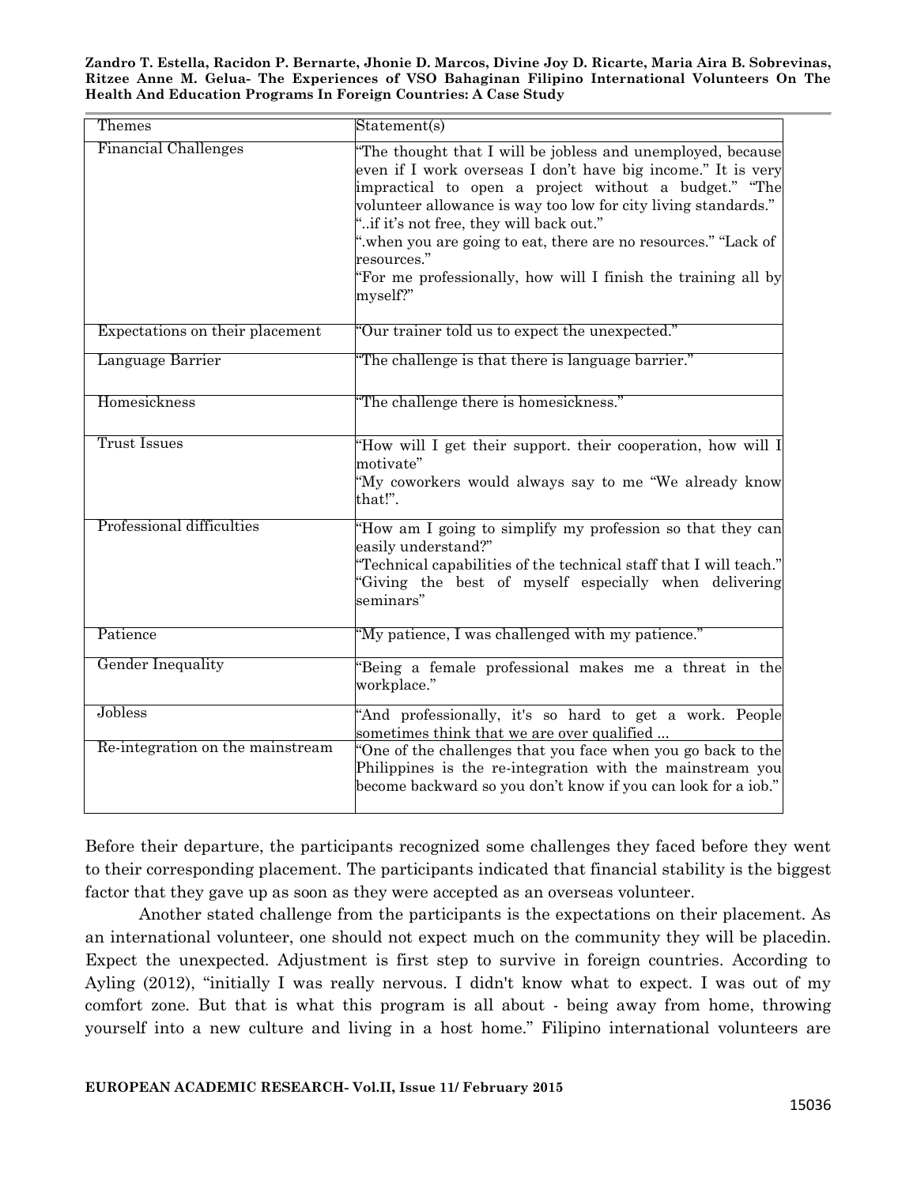| Themes | Statement(s) |
|---|---|
| Financial Challenges | "The thought that I will be jobless and unemployed, because even if I work overseas I don't have big income." It is very impractical to open a project without a budget." "The volunteer allowance is way too low for city living standards." "..if it's not free, they will back out." ".when you are going to eat, there are no resources." "Lack of resources." "For me professionally, how will I finish the training all by myself?" |
| Expectations on their placement | "Our trainer told us to expect the unexpected." |
| Language Barrier | "The challenge is that there is language barrier." |
| Homesickness | "The challenge there is homesickness." |
| Trust Issues | "How will I get their support. their cooperation, how will I motivate" "My coworkers would always say to me "We already know that!". |
| Professional difficulties | "How am I going to simplify my profession so that they can easily understand?" "Technical capabilities of the technical staff that I will teach." "Giving the best of myself especially when delivering seminars" |
| Patience | "My patience, I was challenged with my patience." |
| Gender Inequality | "Being a female professional makes me a threat in the workplace." |
| Jobless | "And professionally, it's so hard to get a work. People sometimes think that we are over qualified ... |
| Re-integration on the mainstream | "One of the challenges that you face when you go back to the Philippines is the re-integration with the mainstream you become backward so you don't know if you can look for a iob." |

Before their departure, the participants recognized some challenges they faced before they went to their corresponding placement. The participants indicated that financial stability is the biggest factor that they gave up as soon as they were accepted as an overseas volunteer.

Another stated challenge from the participants is the expectations on their placement. As an international volunteer, one should not expect much on the community they will be placedin. Expect the unexpected. Adjustment is first step to survive in foreign countries. According to Ayling (2012), "initially I was really nervous. I didn't know what to expect. I was out of my comfort zone. But that is what this program is all about - being away from home, throwing yourself into a new culture and living in a host home." Filipino international volunteers are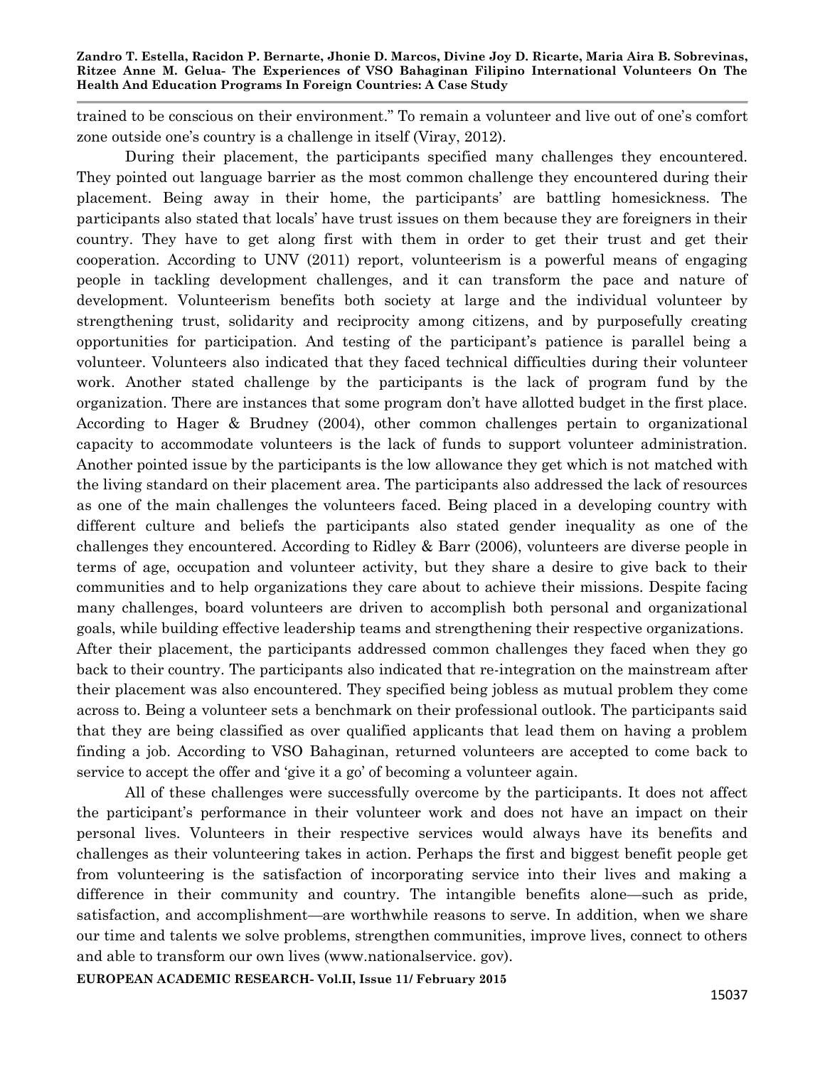trained to be conscious on their environment." To remain a volunteer and live out of one's comfort zone outside one's country is a challenge in itself (Viray, 2012).

During their placement, the participants specified many challenges they encountered. They pointed out language barrier as the most common challenge they encountered during their placement. Being away in their home, the participants' are battling homesickness. The participants also stated that locals' have trust issues on them because they are foreigners in their country. They have to get along first with them in order to get their trust and get their cooperation. According to UNV (2011) report, volunteerism is a powerful means of engaging people in tackling development challenges, and it can transform the pace and nature of development. Volunteerism benefits both society at large and the individual volunteer by strengthening trust, solidarity and reciprocity among citizens, and by purposefully creating opportunities for participation. And testing of the participant's patience is parallel being a volunteer. Volunteers also indicated that they faced technical difficulties during their volunteer work. Another stated challenge by the participants is the lack of program fund by the organization. There are instances that some program don't have allotted budget in the first place. According to Hager & Brudney (2004), other common challenges pertain to organizational capacity to accommodate volunteers is the lack of funds to support volunteer administration. Another pointed issue by the participants is the low allowance they get which is not matched with the living standard on their placement area. The participants also addressed the lack of resources as one of the main challenges the volunteers faced. Being placed in a developing country with different culture and beliefs the participants also stated gender inequality as one of the challenges they encountered. According to Ridley & Barr (2006), volunteers are diverse people in terms of age, occupation and volunteer activity, but they share a desire to give back to their communities and to help organizations they care about to achieve their missions. Despite facing many challenges, board volunteers are driven to accomplish both personal and organizational goals, while building effective leadership teams and strengthening their respective organizations. After their placement, the participants addressed common challenges they faced when they go back to their country. The participants also indicated that re-integration on the mainstream after their placement was also encountered. They specified being jobless as mutual problem they come across to. Being a volunteer sets a benchmark on their professional outlook. The participants said that they are being classified as over qualified applicants that lead them on having a problem finding a job. According to VSO Bahaginan, returned volunteers are accepted to come back to service to accept the offer and 'give it a go' of becoming a volunteer again.

All of these challenges were successfully overcome by the participants. It does not affect the participant's performance in their volunteer work and does not have an impact on their personal lives. Volunteers in their respective services would always have its benefits and challenges as their volunteering takes in action. Perhaps the first and biggest benefit people get from volunteering is the satisfaction of incorporating service into their lives and making a difference in their community and country. The intangible benefits alone—such as pride, satisfaction, and accomplishment—are worthwhile reasons to serve. In addition, when we share our time and talents we solve problems, strengthen communities, improve lives, connect to others and able to transform our own lives (www.nationalservice. gov).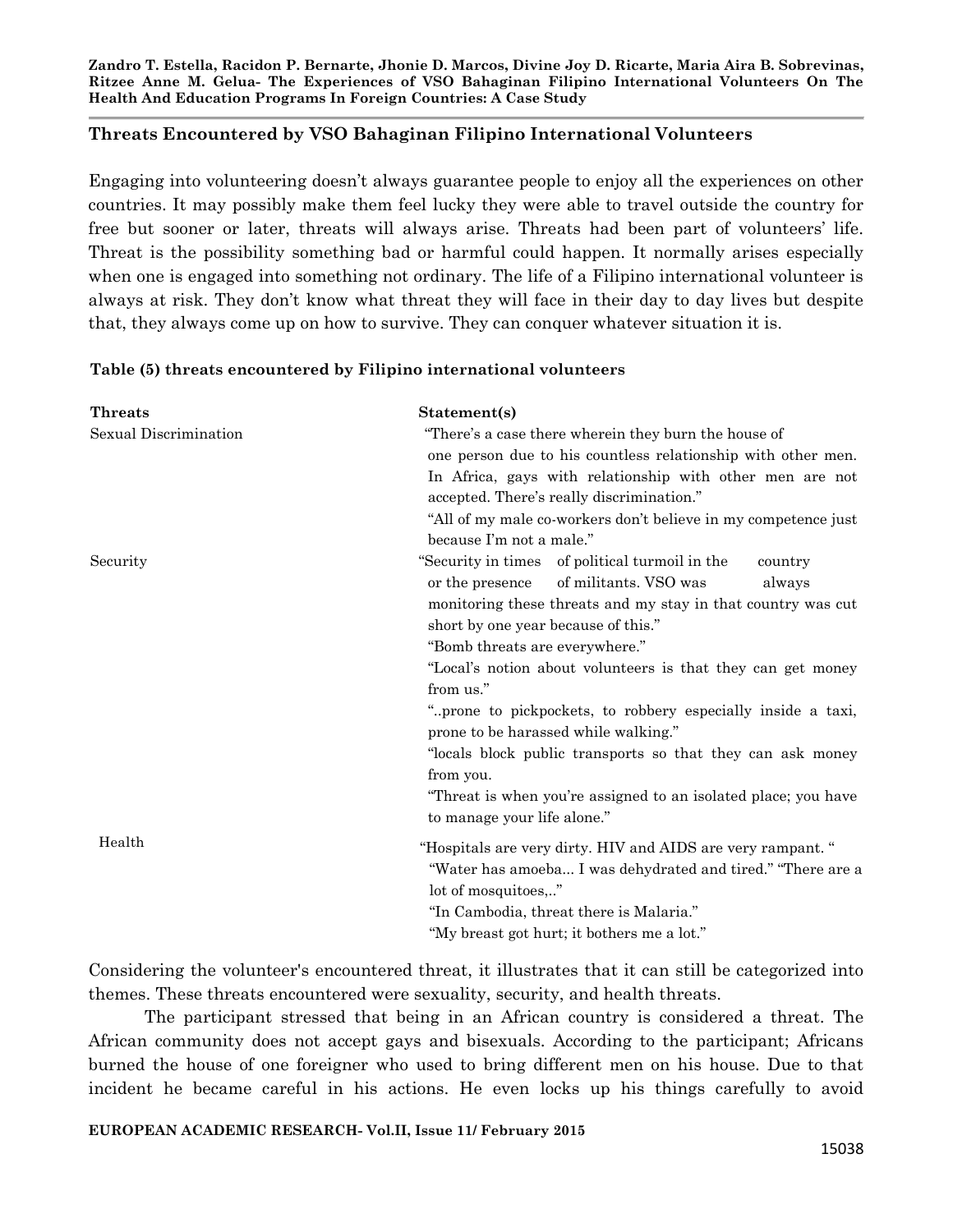## Threats Encountered by VSO Bahaginan Filipino International Volunteers

Engaging into volunteering doesn't always guarantee people to enjoy all the experiences on other countries. It may possibly make them feel lucky they were able to travel outside the country for free but sooner or later, threats will always arise. Threats had been part of volunteers' life. Threat is the possibility something bad or harmful could happen. It normally arises especially when one is engaged into something not ordinary. The life of a Filipino international volunteer is always at risk. They don't know what threat they will face in their day to day lives but despite that, they always come up on how to survive. They can conquer whatever situation it is.

**Table (5) threats encountered by Filipino international volunteers**

| Threats | Statement(s) |
|---|---|
| Sexual Discrimination | "There's a case there wherein they burn the house of one person due to his countless relationship with other men. In Africa, gays with relationship with other men are not accepted. There's really discrimination." "All of my male co-workers don't believe in my competence just because I'm not a male." |
| Security | "Security in times of political turmoil in the country or the presence of militants. VSO was always monitoring these threats and my stay in that country was cut short by one year because of this." "Bomb threats are everywhere." "Local's notion about volunteers is that they can get money from us." "..prone to pickpockets, to robbery especially inside a taxi, prone to be harassed while walking." "locals block public transports so that they can ask money from you. "Threat is when you're assigned to an isolated place; you have to manage your life alone." |
| Health | "Hospitals are very dirty. HIV and AIDS are very rampant. " "Water has amoeba... I was dehydrated and tired." "There are a lot of mosquitoes,.." "In Cambodia, threat there is Malaria." "My breast got hurt; it bothers me a lot." |

Considering the volunteer's encountered threat, it illustrates that it can still be categorized into themes. These threats encountered were sexuality, security, and health threats.

The participant stressed that being in an African country is considered a threat. The African community does not accept gays and bisexuals. According to the participant; Africans burned the house of one foreigner who used to bring different men on his house. Due to that incident he became careful in his actions. He even locks up his things carefully to avoid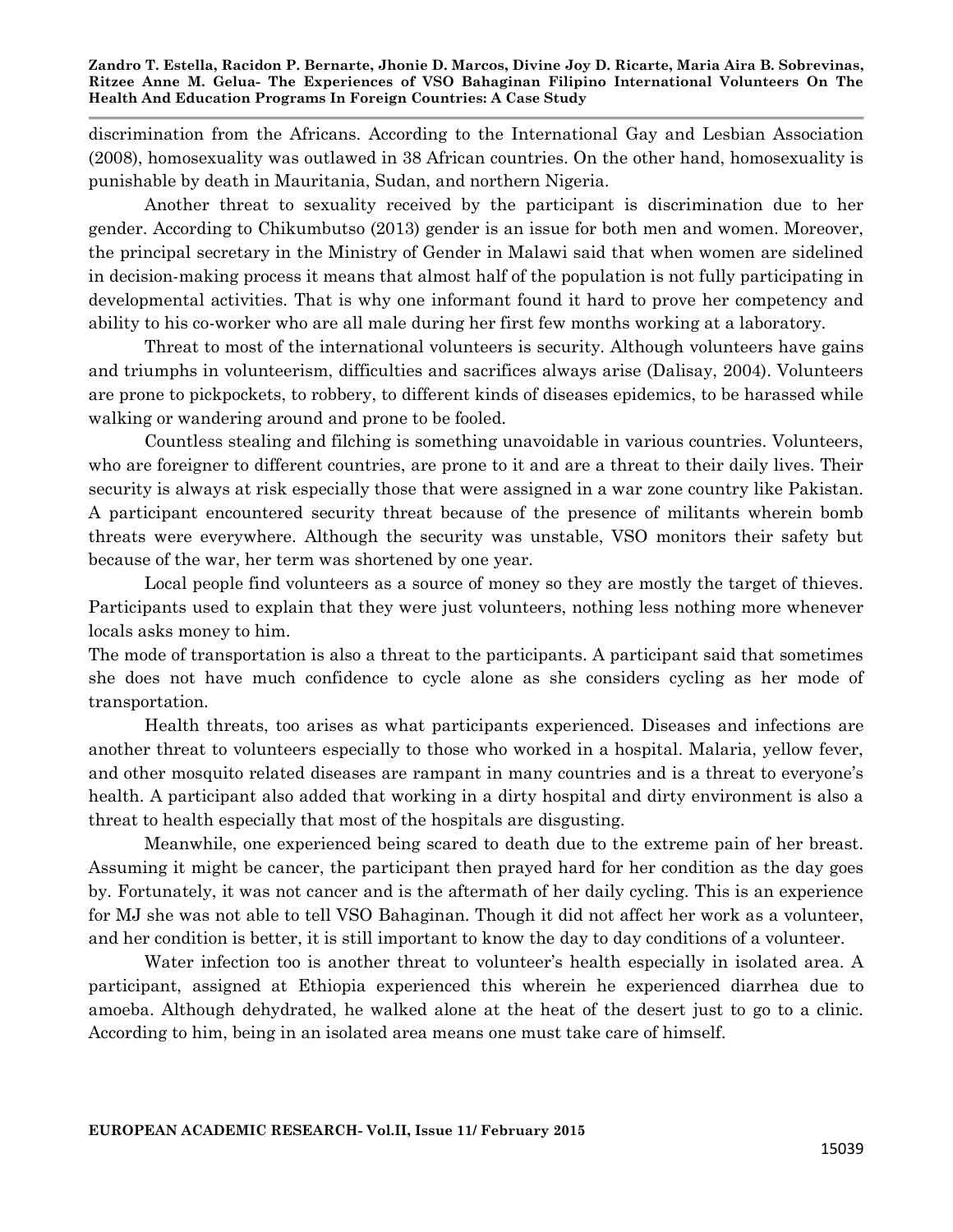discrimination from the Africans. According to the International Gay and Lesbian Association (2008), homosexuality was outlawed in 38 African countries. On the other hand, homosexuality is punishable by death in Mauritania, Sudan, and northern Nigeria.

Another threat to sexuality received by the participant is discrimination due to her gender. According to Chikumbutso (2013) gender is an issue for both men and women. Moreover, the principal secretary in the Ministry of Gender in Malawi said that when women are sidelined in decision-making process it means that almost half of the population is not fully participating in developmental activities. That is why one informant found it hard to prove her competency and ability to his co-worker who are all male during her first few months working at a laboratory.

Threat to most of the international volunteers is security. Although volunteers have gains and triumphs in volunteerism, difficulties and sacrifices always arise (Dalisay, 2004). Volunteers are prone to pickpockets, to robbery, to different kinds of diseases epidemics, to be harassed while walking or wandering around and prone to be fooled.

Countless stealing and filching is something unavoidable in various countries. Volunteers, who are foreigner to different countries, are prone to it and are a threat to their daily lives. Their security is always at risk especially those that were assigned in a war zone country like Pakistan. A participant encountered security threat because of the presence of militants wherein bomb threats were everywhere. Although the security was unstable, VSO monitors their safety but because of the war, her term was shortened by one year.

Local people find volunteers as a source of money so they are mostly the target of thieves. Participants used to explain that they were just volunteers, nothing less nothing more whenever locals asks money to him.

The mode of transportation is also a threat to the participants. A participant said that sometimes she does not have much confidence to cycle alone as she considers cycling as her mode of transportation.

Health threats, too arises as what participants experienced. Diseases and infections are another threat to volunteers especially to those who worked in a hospital. Malaria, yellow fever, and other mosquito related diseases are rampant in many countries and is a threat to everyone's health. A participant also added that working in a dirty hospital and dirty environment is also a threat to health especially that most of the hospitals are disgusting.

Meanwhile, one experienced being scared to death due to the extreme pain of her breast. Assuming it might be cancer, the participant then prayed hard for her condition as the day goes by. Fortunately, it was not cancer and is the aftermath of her daily cycling. This is an experience for MJ she was not able to tell VSO Bahaginan. Though it did not affect her work as a volunteer, and her condition is better, it is still important to know the day to day conditions of a volunteer.

Water infection too is another threat to volunteer's health especially in isolated area. A participant, assigned at Ethiopia experienced this wherein he experienced diarrhea due to amoeba. Although dehydrated, he walked alone at the heat of the desert just to go to a clinic. According to him, being in an isolated area means one must take care of himself.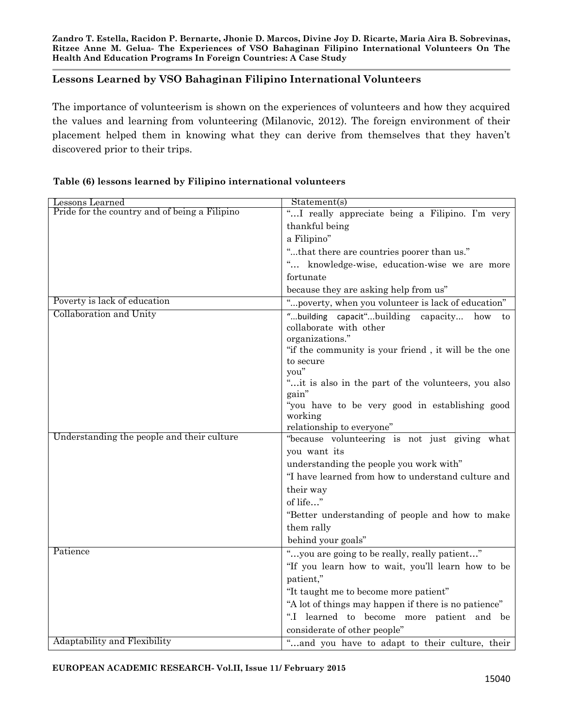## Lessons Learned by VSO Bahaginan Filipino International Volunteers

The importance of volunteerism is shown on the experiences of volunteers and how they acquired the values and learning from volunteering (Milanovic, 2012). The foreign environment of their placement helped them in knowing what they can derive from themselves that they haven't discovered prior to their trips.

**Table (6) lessons learned by Filipino international volunteers**

| Lessons Learned | Statement(s) |
|---|---|
| Pride for the country and of being a Filipino | "…I really appreciate being a Filipino. I'm very thankful being a Filipino" "...that there are countries poorer than us." "… knowledge-wise, education-wise we are more fortunate because they are asking help from us" |
| Poverty is lack of education | "...poverty, when you volunteer is lack of education" |
| Collaboration and Unity | "...building capacit"...building capacity... how to collaborate with other organizations." "if the community is your friend , it will be the one to secure you" "…it is also in the part of the volunteers, you also gain" "you have to be very good in establishing good working relationship to everyone" |
| Understanding the people and their culture | "because volunteering is not just giving what you want its understanding the people you work with" "I have learned from how to understand culture and their way of life…" "Better understanding of people and how to make them rally behind your goals" |
| Patience | "…you are going to be really, really patient…" "If you learn how to wait, you'll learn how to be patient," "It taught me to become more patient" "A lot of things may happen if there is no patience" ".I learned to become more patient and be considerate of other people" |
| Adaptability and Flexibility | "…and you have to adapt to their culture, their |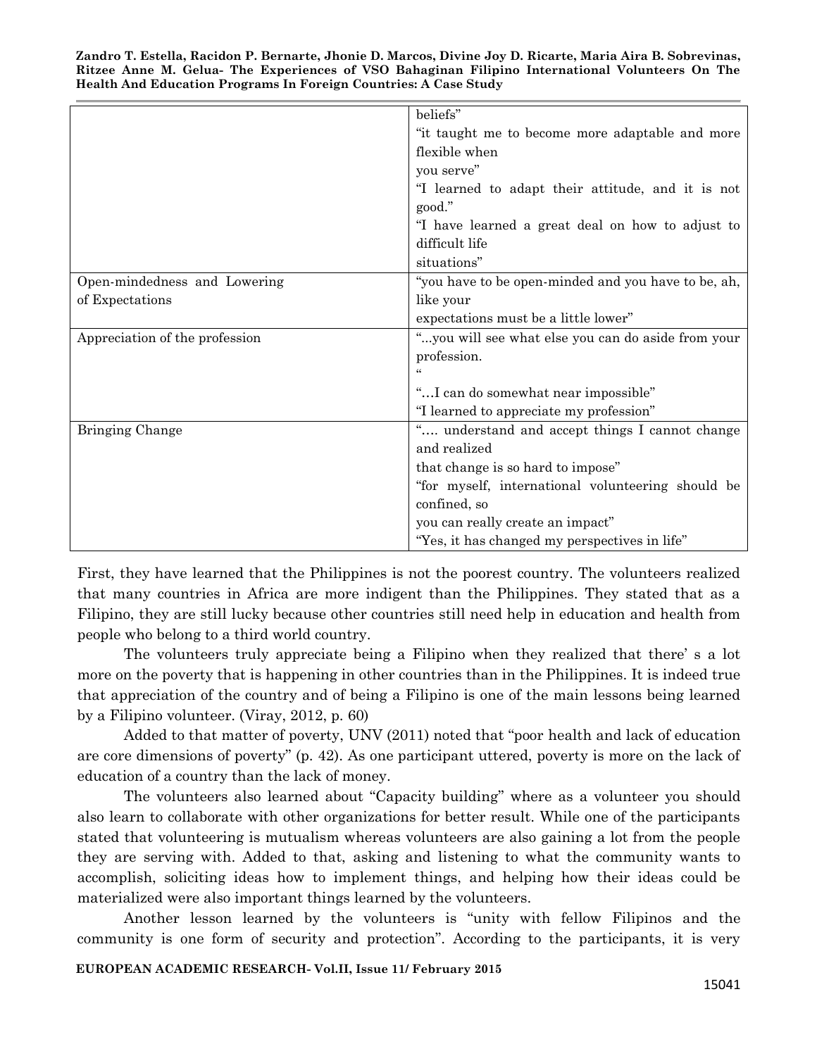| | |
|---|---|
| | beliefs"<br>"it taught me to become more adaptable and more flexible when you serve"<br>"I learned to adapt their attitude, and it is not good."<br>"I have learned a great deal on how to adjust to difficult life situations" |
| Open-mindedness and Lowering of Expectations | "you have to be open-minded and you have to be, ah, like your expectations must be a little lower" |
| Appreciation of the profession | "...you will see what else you can do aside from your profession.<br>"<br>"…I can do somewhat near impossible"<br>"I learned to appreciate my profession" |
| Bringing Change | "…. understand and accept things I cannot change and realized that change is so hard to impose"<br>"for myself, international volunteering should be confined, so you can really create an impact"<br>"Yes, it has changed my perspectives in life" |

First, they have learned that the Philippines is not the poorest country. The volunteers realized that many countries in Africa are more indigent than the Philippines. They stated that as a Filipino, they are still lucky because other countries still need help in education and health from people who belong to a third world country.

The volunteers truly appreciate being a Filipino when they realized that there' s a lot more on the poverty that is happening in other countries than in the Philippines. It is indeed true that appreciation of the country and of being a Filipino is one of the main lessons being learned by a Filipino volunteer. (Viray, 2012, p. 60)

Added to that matter of poverty, UNV (2011) noted that "poor health and lack of education are core dimensions of poverty" (p. 42). As one participant uttered, poverty is more on the lack of education of a country than the lack of money.

The volunteers also learned about "Capacity building" where as a volunteer you should also learn to collaborate with other organizations for better result. While one of the participants stated that volunteering is mutualism whereas volunteers are also gaining a lot from the people they are serving with. Added to that, asking and listening to what the community wants to accomplish, soliciting ideas how to implement things, and helping how their ideas could be materialized were also important things learned by the volunteers.

Another lesson learned by the volunteers is "unity with fellow Filipinos and the community is one form of security and protection". According to the participants, it is very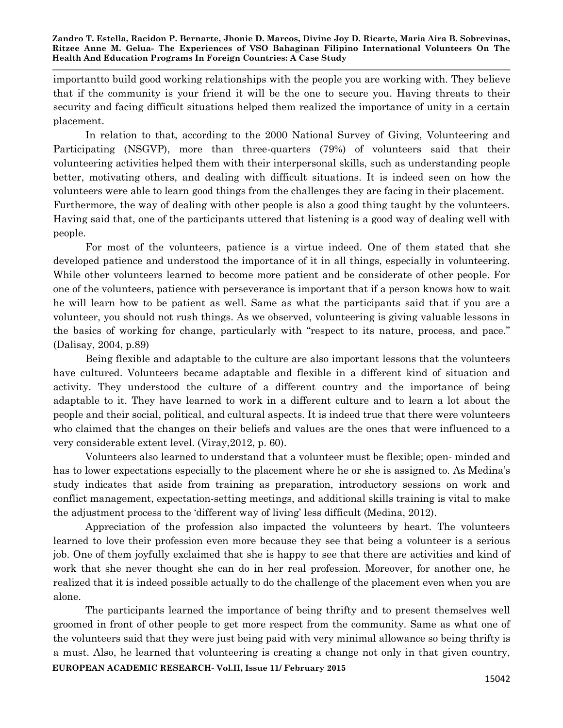importantto build good working relationships with the people you are working with. They believe that if the community is your friend it will be the one to secure you. Having threats to their security and facing difficult situations helped them realized the importance of unity in a certain placement.

In relation to that, according to the 2000 National Survey of Giving, Volunteering and Participating (NSGVP), more than three-quarters (79%) of volunteers said that their volunteering activities helped them with their interpersonal skills, such as understanding people better, motivating others, and dealing with difficult situations. It is indeed seen on how the volunteers were able to learn good things from the challenges they are facing in their placement. Furthermore, the way of dealing with other people is also a good thing taught by the volunteers. Having said that, one of the participants uttered that listening is a good way of dealing well with people.

For most of the volunteers, patience is a virtue indeed. One of them stated that she developed patience and understood the importance of it in all things, especially in volunteering. While other volunteers learned to become more patient and be considerate of other people. For one of the volunteers, patience with perseverance is important that if a person knows how to wait he will learn how to be patient as well. Same as what the participants said that if you are a volunteer, you should not rush things. As we observed, volunteering is giving valuable lessons in the basics of working for change, particularly with "respect to its nature, process, and pace." (Dalisay, 2004, p.89)

Being flexible and adaptable to the culture are also important lessons that the volunteers have cultured. Volunteers became adaptable and flexible in a different kind of situation and activity. They understood the culture of a different country and the importance of being adaptable to it. They have learned to work in a different culture and to learn a lot about the people and their social, political, and cultural aspects. It is indeed true that there were volunteers who claimed that the changes on their beliefs and values are the ones that were influenced to a very considerable extent level. (Viray,2012, p. 60).

Volunteers also learned to understand that a volunteer must be flexible; open- minded and has to lower expectations especially to the placement where he or she is assigned to. As Medina's study indicates that aside from training as preparation, introductory sessions on work and conflict management, expectation-setting meetings, and additional skills training is vital to make the adjustment process to the 'different way of living' less difficult (Medina, 2012).

Appreciation of the profession also impacted the volunteers by heart. The volunteers learned to love their profession even more because they see that being a volunteer is a serious job. One of them joyfully exclaimed that she is happy to see that there are activities and kind of work that she never thought she can do in her real profession. Moreover, for another one, he realized that it is indeed possible actually to do the challenge of the placement even when you are alone.

The participants learned the importance of being thrifty and to present themselves well groomed in front of other people to get more respect from the community. Same as what one of the volunteers said that they were just being paid with very minimal allowance so being thrifty is a must. Also, he learned that volunteering is creating a change not only in that given country,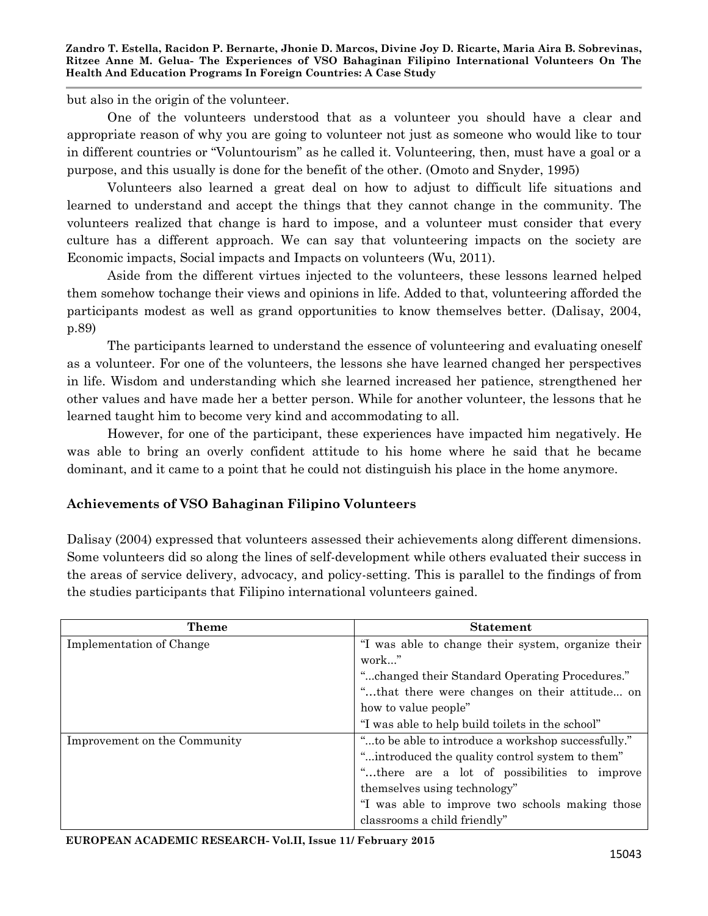but also in the origin of the volunteer.

One of the volunteers understood that as a volunteer you should have a clear and appropriate reason of why you are going to volunteer not just as someone who would like to tour in different countries or "Voluntourism" as he called it. Volunteering, then, must have a goal or a purpose, and this usually is done for the benefit of the other. (Omoto and Snyder, 1995)

Volunteers also learned a great deal on how to adjust to difficult life situations and learned to understand and accept the things that they cannot change in the community. The volunteers realized that change is hard to impose, and a volunteer must consider that every culture has a different approach. We can say that volunteering impacts on the society are Economic impacts, Social impacts and Impacts on volunteers (Wu, 2011).

Aside from the different virtues injected to the volunteers, these lessons learned helped them somehow tochange their views and opinions in life. Added to that, volunteering afforded the participants modest as well as grand opportunities to know themselves better. (Dalisay, 2004, p.89)

The participants learned to understand the essence of volunteering and evaluating oneself as a volunteer. For one of the volunteers, the lessons she have learned changed her perspectives in life. Wisdom and understanding which she learned increased her patience, strengthened her other values and have made her a better person. While for another volunteer, the lessons that he learned taught him to become very kind and accommodating to all.

However, for one of the participant, these experiences have impacted him negatively. He was able to bring an overly confident attitude to his home where he said that he became dominant, and it came to a point that he could not distinguish his place in the home anymore.

### Achievements of VSO Bahaginan Filipino Volunteers

Dalisay (2004) expressed that volunteers assessed their achievements along different dimensions. Some volunteers did so along the lines of self-development while others evaluated their success in the areas of service delivery, advocacy, and policy-setting. This is parallel to the findings of from the studies participants that Filipino international volunteers gained.

| Theme | Statement |
|---|---|
| Implementation of Change | "I was able to change their system, organize their work..."<br>"...changed their Standard Operating Procedures."<br>"…that there were changes on their attitude... on how to value people"<br>"I was able to help build toilets in the school" |
| Improvement on the Community | "...to be able to introduce a workshop successfully."<br>"...introduced the quality control system to them"<br>"…there are a lot of possibilities to improve themselves using technology"<br>"I was able to improve two schools making those classrooms a child friendly" |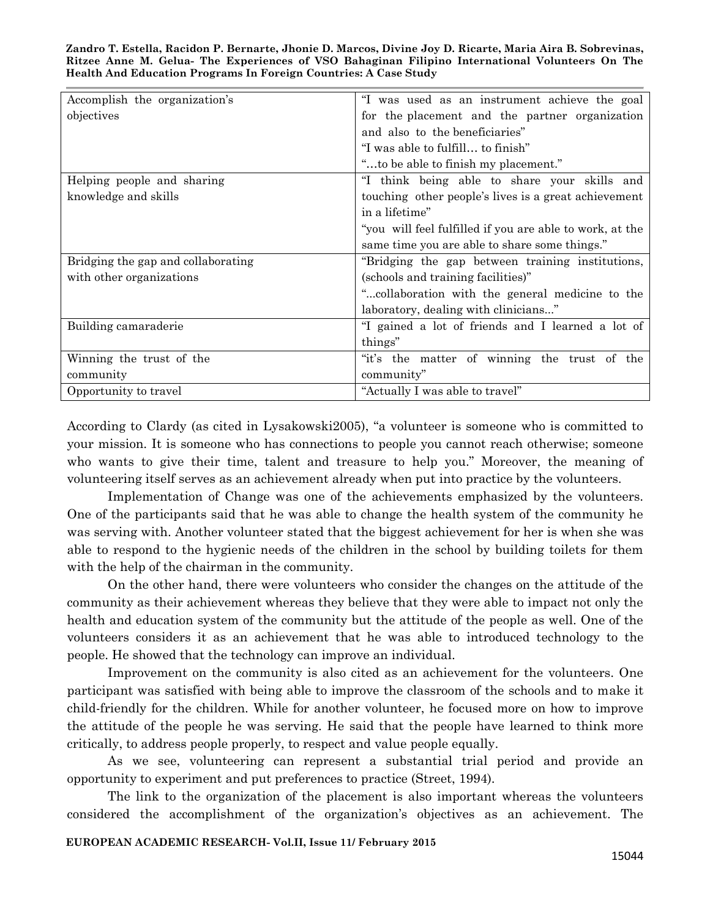| | |
|---|---|
| Accomplish the organization's objectives | "I was used as an instrument achieve the goal for the placement and the partner organization and also to the beneficiaries"<br>"I was able to fulfill… to finish"<br>"…to be able to finish my placement." |
| Helping people and sharing knowledge and skills | "I think being able to share your skills and touching other people's lives is a great achievement in a lifetime"<br>"you will feel fulfilled if you are able to work, at the same time you are able to share some things." |
| Bridging the gap and collaborating with other organizations | "Bridging the gap between training institutions, (schools and training facilities)"<br>"...collaboration with the general medicine to the laboratory, dealing with clinicians..." |
| Building camaraderie | "I gained a lot of friends and I learned a lot of things" |
| Winning the trust of the community | "it's the matter of winning the trust of the community" |
| Opportunity to travel | "Actually I was able to travel" |

According to Clardy (as cited in Lysakowski2005), "a volunteer is someone who is committed to your mission. It is someone who has connections to people you cannot reach otherwise; someone who wants to give their time, talent and treasure to help you." Moreover, the meaning of volunteering itself serves as an achievement already when put into practice by the volunteers.

Implementation of Change was one of the achievements emphasized by the volunteers. One of the participants said that he was able to change the health system of the community he was serving with. Another volunteer stated that the biggest achievement for her is when she was able to respond to the hygienic needs of the children in the school by building toilets for them with the help of the chairman in the community.

On the other hand, there were volunteers who consider the changes on the attitude of the community as their achievement whereas they believe that they were able to impact not only the health and education system of the community but the attitude of the people as well. One of the volunteers considers it as an achievement that he was able to introduced technology to the people. He showed that the technology can improve an individual.

Improvement on the community is also cited as an achievement for the volunteers. One participant was satisfied with being able to improve the classroom of the schools and to make it child-friendly for the children. While for another volunteer, he focused more on how to improve the attitude of the people he was serving. He said that the people have learned to think more critically, to address people properly, to respect and value people equally.

As we see, volunteering can represent a substantial trial period and provide an opportunity to experiment and put preferences to practice (Street, 1994).

The link to the organization of the placement is also important whereas the volunteers considered the accomplishment of the organization's objectives as an achievement. The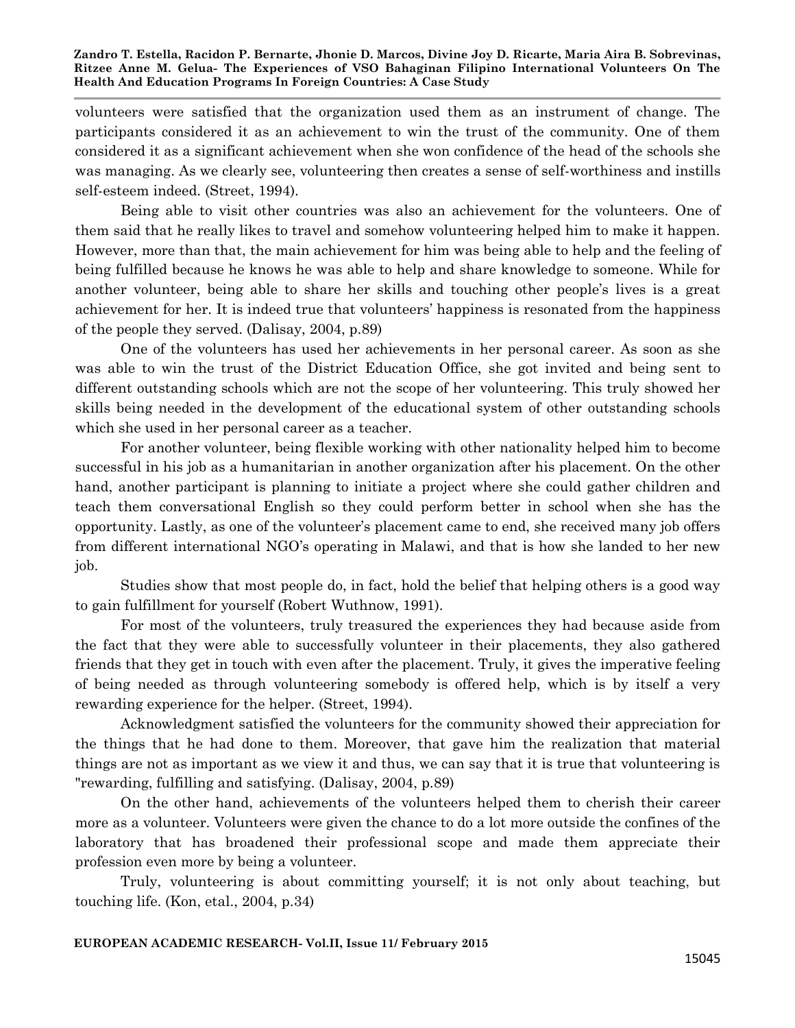volunteers were satisfied that the organization used them as an instrument of change. The participants considered it as an achievement to win the trust of the community. One of them considered it as a significant achievement when she won confidence of the head of the schools she was managing. As we clearly see, volunteering then creates a sense of self-worthiness and instills self-esteem indeed. (Street, 1994).

Being able to visit other countries was also an achievement for the volunteers. One of them said that he really likes to travel and somehow volunteering helped him to make it happen. However, more than that, the main achievement for him was being able to help and the feeling of being fulfilled because he knows he was able to help and share knowledge to someone. While for another volunteer, being able to share her skills and touching other people's lives is a great achievement for her. It is indeed true that volunteers' happiness is resonated from the happiness of the people they served. (Dalisay, 2004, p.89)

One of the volunteers has used her achievements in her personal career. As soon as she was able to win the trust of the District Education Office, she got invited and being sent to different outstanding schools which are not the scope of her volunteering. This truly showed her skills being needed in the development of the educational system of other outstanding schools which she used in her personal career as a teacher.

For another volunteer, being flexible working with other nationality helped him to become successful in his job as a humanitarian in another organization after his placement. On the other hand, another participant is planning to initiate a project where she could gather children and teach them conversational English so they could perform better in school when she has the opportunity. Lastly, as one of the volunteer's placement came to end, she received many job offers from different international NGO's operating in Malawi, and that is how she landed to her new job.

Studies show that most people do, in fact, hold the belief that helping others is a good way to gain fulfillment for yourself (Robert Wuthnow, 1991).

For most of the volunteers, truly treasured the experiences they had because aside from the fact that they were able to successfully volunteer in their placements, they also gathered friends that they get in touch with even after the placement. Truly, it gives the imperative feeling of being needed as through volunteering somebody is offered help, which is by itself a very rewarding experience for the helper. (Street, 1994).

Acknowledgment satisfied the volunteers for the community showed their appreciation for the things that he had done to them. Moreover, that gave him the realization that material things are not as important as we view it and thus, we can say that it is true that volunteering is "rewarding, fulfilling and satisfying. (Dalisay, 2004, p.89)

On the other hand, achievements of the volunteers helped them to cherish their career more as a volunteer. Volunteers were given the chance to do a lot more outside the confines of the laboratory that has broadened their professional scope and made them appreciate their profession even more by being a volunteer.

Truly, volunteering is about committing yourself; it is not only about teaching, but touching life. (Kon, etal., 2004, p.34)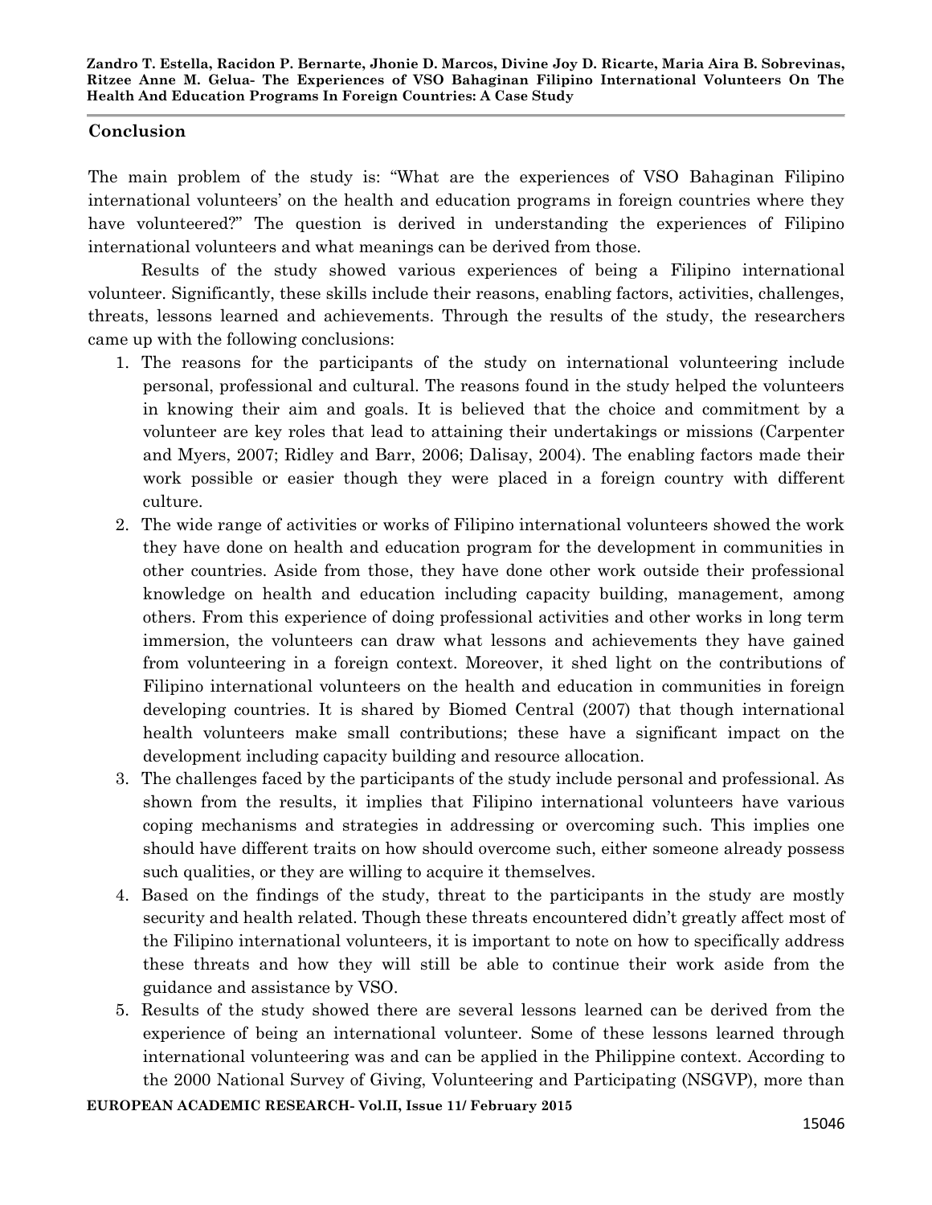## Conclusion

The main problem of the study is: "What are the experiences of VSO Bahaginan Filipino international volunteers' on the health and education programs in foreign countries where they have volunteered?" The question is derived in understanding the experiences of Filipino international volunteers and what meanings can be derived from those.

Results of the study showed various experiences of being a Filipino international volunteer. Significantly, these skills include their reasons, enabling factors, activities, challenges, threats, lessons learned and achievements. Through the results of the study, the researchers came up with the following conclusions:

1. The reasons for the participants of the study on international volunteering include personal, professional and cultural. The reasons found in the study helped the volunteers in knowing their aim and goals. It is believed that the choice and commitment by a volunteer are key roles that lead to attaining their undertakings or missions (Carpenter and Myers, 2007; Ridley and Barr, 2006; Dalisay, 2004). The enabling factors made their work possible or easier though they were placed in a foreign country with different culture.
2. The wide range of activities or works of Filipino international volunteers showed the work they have done on health and education program for the development in communities in other countries. Aside from those, they have done other work outside their professional knowledge on health and education including capacity building, management, among others. From this experience of doing professional activities and other works in long term immersion, the volunteers can draw what lessons and achievements they have gained from volunteering in a foreign context. Moreover, it shed light on the contributions of Filipino international volunteers on the health and education in communities in foreign developing countries. It is shared by Biomed Central (2007) that though international health volunteers make small contributions; these have a significant impact on the development including capacity building and resource allocation.
3. The challenges faced by the participants of the study include personal and professional. As shown from the results, it implies that Filipino international volunteers have various coping mechanisms and strategies in addressing or overcoming such. This implies one should have different traits on how should overcome such, either someone already possess such qualities, or they are willing to acquire it themselves.
4. Based on the findings of the study, threat to the participants in the study are mostly security and health related. Though these threats encountered didn't greatly affect most of the Filipino international volunteers, it is important to note on how to specifically address these threats and how they will still be able to continue their work aside from the guidance and assistance by VSO.
5. Results of the study showed there are several lessons learned can be derived from the experience of being an international volunteer. Some of these lessons learned through international volunteering was and can be applied in the Philippine context. According to the 2000 National Survey of Giving, Volunteering and Participating (NSGVP), more than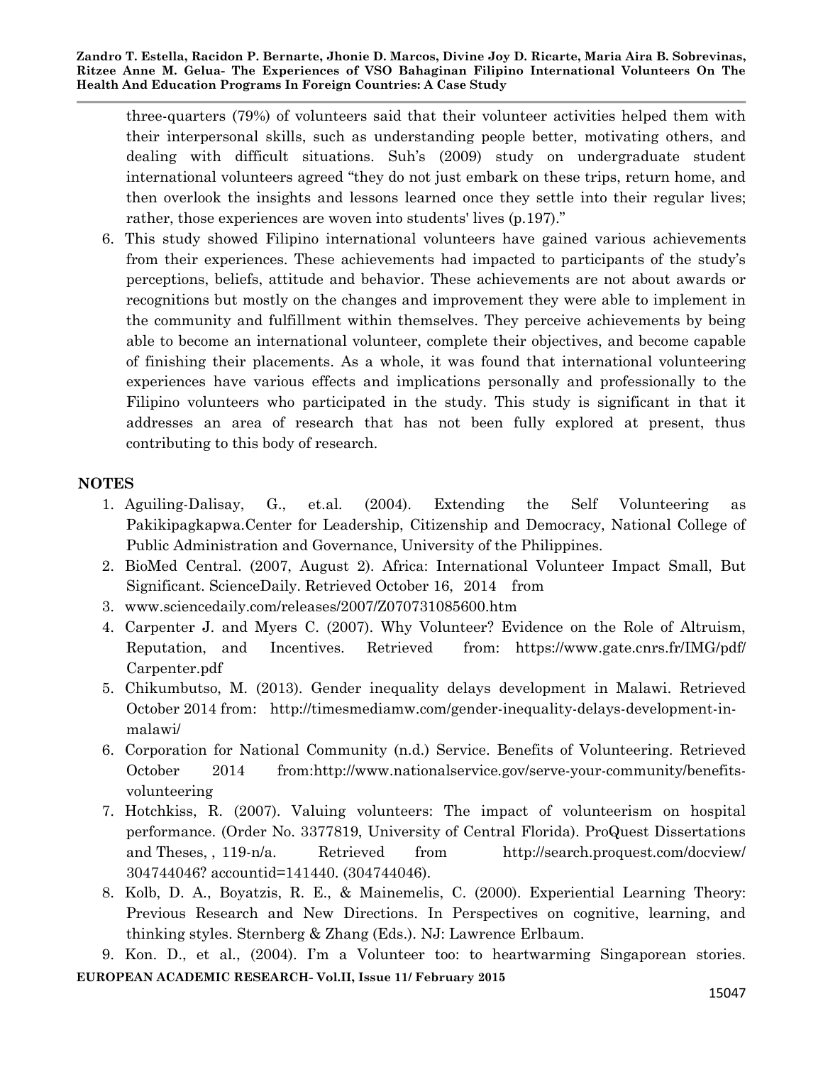three-quarters (79%) of volunteers said that their volunteer activities helped them with their interpersonal skills, such as understanding people better, motivating others, and dealing with difficult situations. Suh's (2009) study on undergraduate student international volunteers agreed "they do not just embark on these trips, return home, and then overlook the insights and lessons learned once they settle into their regular lives; rather, those experiences are woven into students' lives (p.197)."

6. This study showed Filipino international volunteers have gained various achievements from their experiences. These achievements had impacted to participants of the study's perceptions, beliefs, attitude and behavior. These achievements are not about awards or recognitions but mostly on the changes and improvement they were able to implement in the community and fulfillment within themselves. They perceive achievements by being able to become an international volunteer, complete their objectives, and become capable of finishing their placements. As a whole, it was found that international volunteering experiences have various effects and implications personally and professionally to the Filipino volunteers who participated in the study. This study is significant in that it addresses an area of research that has not been fully explored at present, thus contributing to this body of research.

## NOTES

1. Aguiling-Dalisay, G., et.al. (2004). Extending the Self Volunteering as Pakikipagkapwa.Center for Leadership, Citizenship and Democracy, National College of Public Administration and Governance, University of the Philippines.
2. BioMed Central. (2007, August 2). Africa: International Volunteer Impact Small, But Significant. ScienceDaily. Retrieved October 16, 2014 from
3. www.sciencedaily.com/releases/2007/Z070731085600.htm
4. Carpenter J. and Myers C. (2007). Why Volunteer? Evidence on the Role of Altruism, Reputation, and Incentives. Retrieved from: https://www.gate.cnrs.fr/IMG/pdf/Carpenter.pdf
5. Chikumbutso, M. (2013). Gender inequality delays development in Malawi. Retrieved October 2014 from: http://timesmediamw.com/gender-inequality-delays-development-in-malawi/
6. Corporation for National Community (n.d.) Service. Benefits of Volunteering. Retrieved October 2014 from:http://www.nationalservice.gov/serve-your-community/benefits-volunteering
7. Hotchkiss, R. (2007). Valuing volunteers: The impact of volunteerism on hospital performance. (Order No. 3377819, University of Central Florida). ProQuest Dissertations and Theses, , 119-n/a. Retrieved from http://search.proquest.com/docview/304744046? accountid=141440. (304744046).
8. Kolb, D. A., Boyatzis, R. E., & Mainemelis, C. (2000). Experiential Learning Theory: Previous Research and New Directions. In Perspectives on cognitive, learning, and thinking styles. Sternberg & Zhang (Eds.). NJ: Lawrence Erlbaum.
9. Kon. D., et al., (2004). I'm a Volunteer too: to heartwarming Singaporean stories.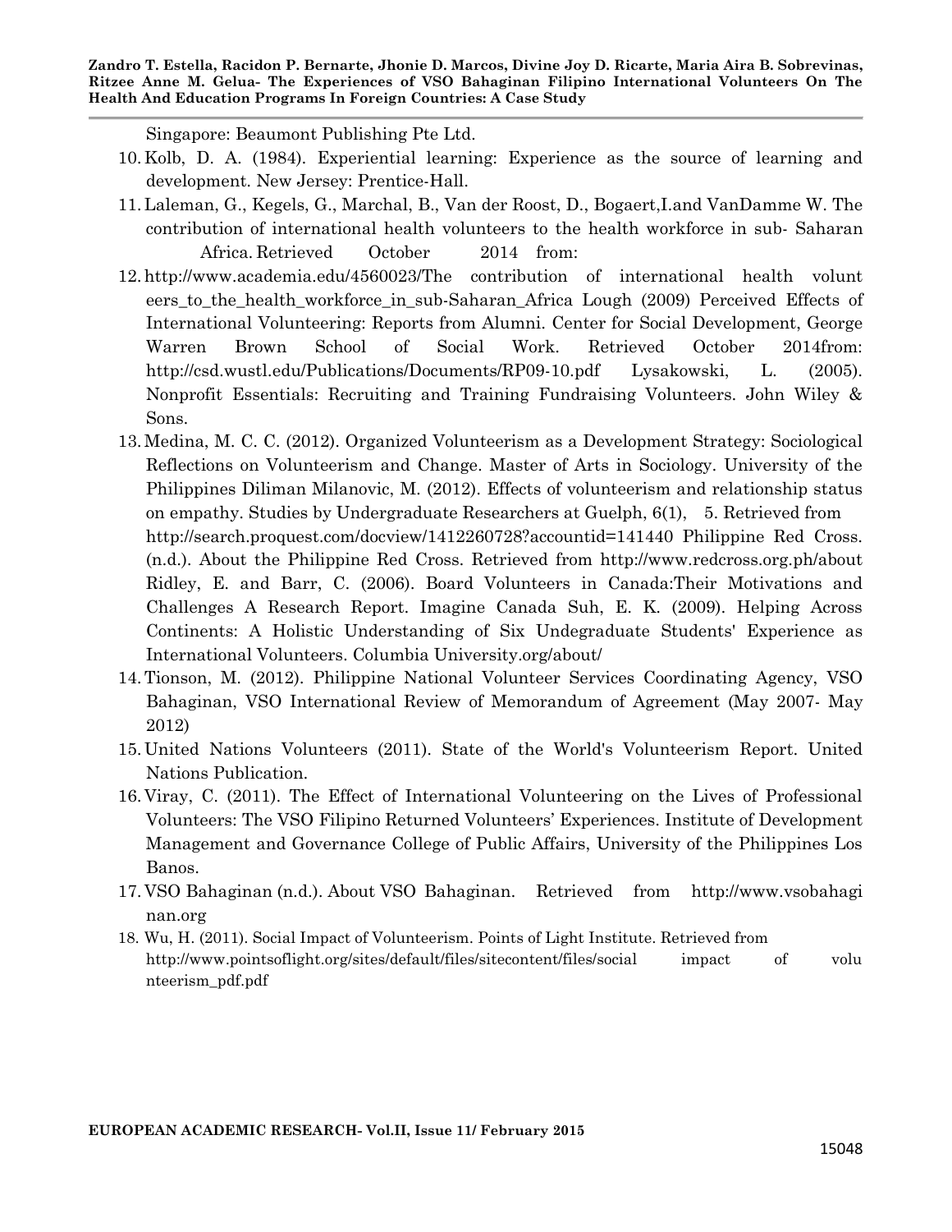Singapore: Beaumont Publishing Pte Ltd.

10. Kolb, D. A. (1984). Experiential learning: Experience as the source of learning and development. New Jersey: Prentice-Hall.
11. Laleman, G., Kegels, G., Marchal, B., Van der Roost, D., Bogaert,I.and VanDamme W. The contribution of international health volunteers to the health workforce in sub- Saharan Africa. Retrieved October 2014 from:
12. http://www.academia.edu/4560023/The contribution of international health volunt eers_to_the_health_workforce_in_sub-Saharan_Africa Lough (2009) Perceived Effects of International Volunteering: Reports from Alumni. Center for Social Development, George Warren Brown School of Social Work. Retrieved October 2014from: http://csd.wustl.edu/Publications/Documents/RP09-10.pdf Lysakowski, L. (2005). Nonprofit Essentials: Recruiting and Training Fundraising Volunteers. John Wiley & Sons.
13. Medina, M. C. C. (2012). Organized Volunteerism as a Development Strategy: Sociological Reflections on Volunteerism and Change. Master of Arts in Sociology. University of the Philippines Diliman Milanovic, M. (2012). Effects of volunteerism and relationship status on empathy. Studies by Undergraduate Researchers at Guelph, 6(1), 5. Retrieved from http://search.proquest.com/docview/1412260728?accountid=141440 Philippine Red Cross. (n.d.). About the Philippine Red Cross. Retrieved from http://www.redcross.org.ph/about Ridley, E. and Barr, C. (2006). Board Volunteers in Canada:Their Motivations and Challenges A Research Report. Imagine Canada Suh, E. K. (2009). Helping Across Continents: A Holistic Understanding of Six Undegraduate Students' Experience as International Volunteers. Columbia University.org/about/
14. Tionson, M. (2012). Philippine National Volunteer Services Coordinating Agency, VSO Bahaginan, VSO International Review of Memorandum of Agreement (May 2007- May 2012)
15. United Nations Volunteers (2011). State of the World's Volunteerism Report. United Nations Publication.
16. Viray, C. (2011). The Effect of International Volunteering on the Lives of Professional Volunteers: The VSO Filipino Returned Volunteers' Experiences. Institute of Development Management and Governance College of Public Affairs, University of the Philippines Los Banos.
17. VSO Bahaginan (n.d.). About VSO Bahaginan. Retrieved from http://www.vsobahagi nan.org
18. Wu, H. (2011). Social Impact of Volunteerism. Points of Light Institute. Retrieved from http://www.pointsoflight.org/sites/default/files/sitecontent/files/social impact of volu nteerism_pdf.pdf